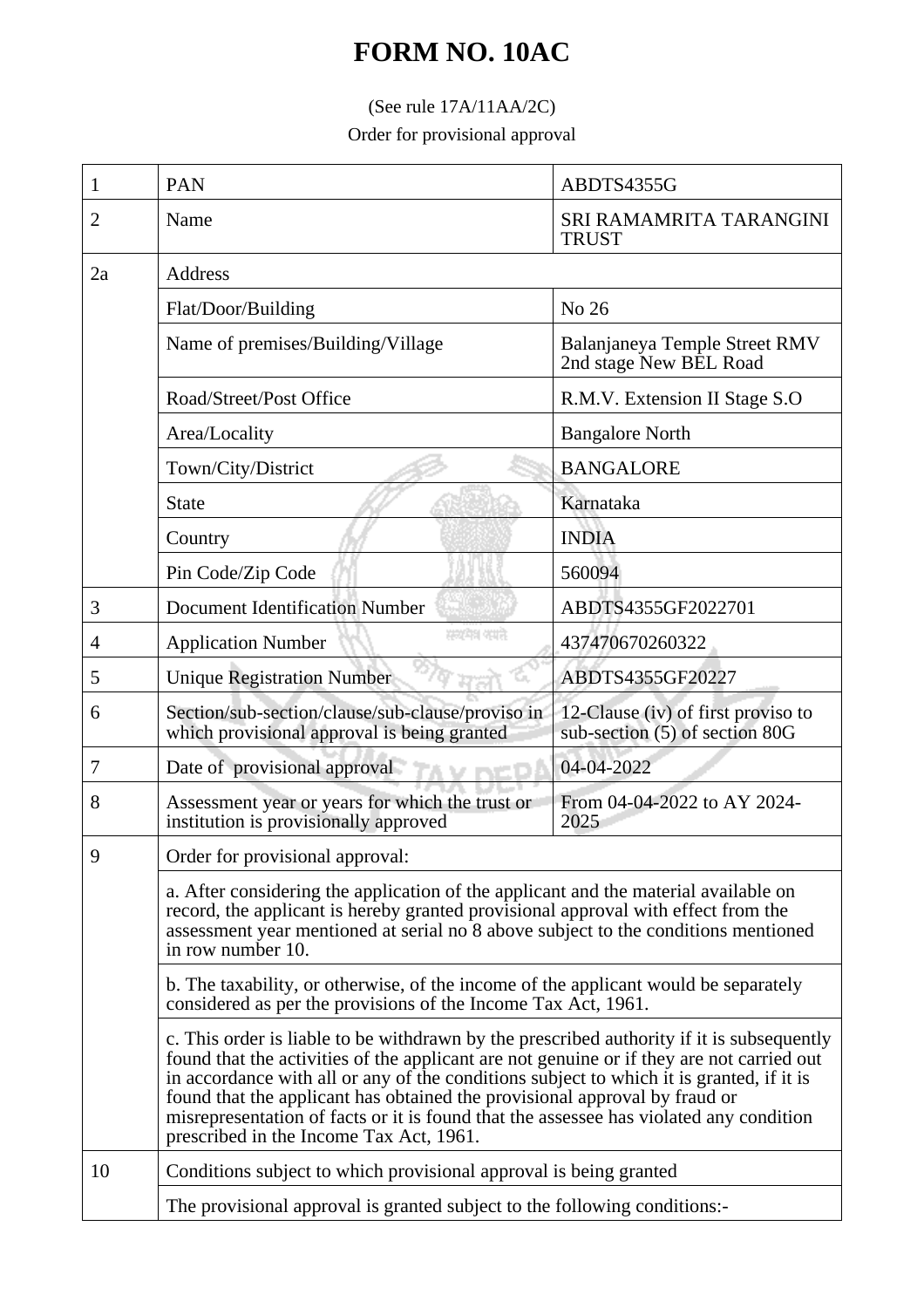# FORM NO. 10AC

(See rule 17A/11AA/2C)

Order for provisional approval

| | | |
|---|---|---|
| 1 | PAN | ABDTS4355G |
| 2 | Name | SRI RAMAMRITA TARANGINI TRUST |
| 2a | Address | |
| | Flat/Door/Building | No 26 |
| | Name of premises/Building/Village | Balanjaneya Temple Street RMV 2nd stage New BEL Road |
| | Road/Street/Post Office | R.M.V. Extension II Stage S.O |
| | Area/Locality | Bangalore North |
| | Town/City/District | BANGALORE |
| | State | Karnataka |
| | Country | INDIA |
| | Pin Code/Zip Code | 560094 |
| 3 | Document Identification Number | ABDTS4355GF2022701 |
| 4 | Application Number | 437470670260322 |
| 5 | Unique Registration Number | ABDTS4355GF20227 |
| 6 | Section/sub-section/clause/sub-clause/proviso in which provisional approval is being granted | 12-Clause (iv) of first proviso to sub-section (5) of section 80G |
| 7 | Date of provisional approval | 04-04-2022 |
| 8 | Assessment year or years for which the trust or institution is provisionally approved | From 04-04-2022 to AY 2024-2025 |
| 9 | Order for provisional approval: | |
| | a. After considering the application of the applicant and the material available on record, the applicant is hereby granted provisional approval with effect from the assessment year mentioned at serial no 8 above subject to the conditions mentioned in row number 10. | |
| | b. The taxability, or otherwise, of the income of the applicant would be separately considered as per the provisions of the Income Tax Act, 1961. | |
| | c. This order is liable to be withdrawn by the prescribed authority if it is subsequently found that the activities of the applicant are not genuine or if they are not carried out in accordance with all or any of the conditions subject to which it is granted, if it is found that the applicant has obtained the provisional approval by fraud or misrepresentation of facts or it is found that the assessee has violated any condition prescribed in the Income Tax Act, 1961. | |
| 10 | Conditions subject to which provisional approval is being granted | |
| | The provisional approval is granted subject to the following conditions:- | |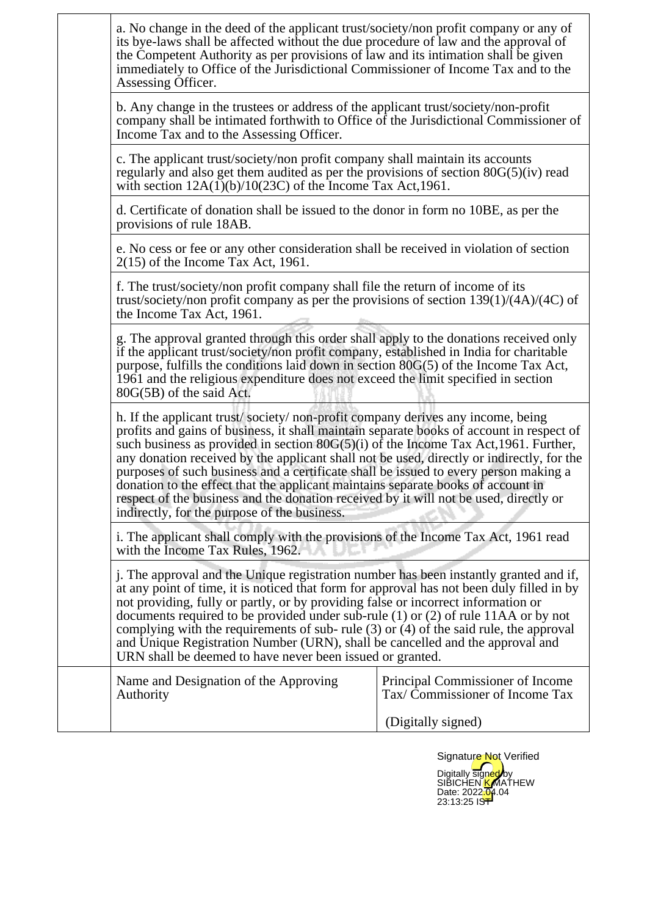| | | |
|---|---|---|
| | a. No change in the deed of the applicant trust/society/non profit company or any of its bye-laws shall be affected without the due procedure of law and the approval of the Competent Authority as per provisions of law and its intimation shall be given immediately to Office of the Jurisdictional Commissioner of Income Tax and to the Assessing Officer. | |
| | b. Any change in the trustees or address of the applicant trust/society/non-profit company shall be intimated forthwith to Office of the Jurisdictional Commissioner of Income Tax and to the Assessing Officer. | |
| | c. The applicant trust/society/non profit company shall maintain its accounts regularly and also get them audited as per the provisions of section 80G(5)(iv) read with section 12A(1)(b)/10(23C) of the Income Tax Act,1961. | |
| | d. Certificate of donation shall be issued to the donor in form no 10BE, as per the provisions of rule 18AB. | |
| | e. No cess or fee or any other consideration shall be received in violation of section 2(15) of the Income Tax Act, 1961. | |
| | f. The trust/society/non profit company shall file the return of income of its trust/society/non profit company as per the provisions of section 139(1)/(4A)/(4C) of the Income Tax Act, 1961. | |
| | g. The approval granted through this order shall apply to the donations received only if the applicant trust/society/non profit company, established in India for charitable purpose, fulfills the conditions laid down in section 80G(5) of the Income Tax Act, 1961 and the religious expenditure does not exceed the limit specified in section 80G(5B) of the said Act. | |
| | h. If the applicant trust/ society/ non-profit company derives any income, being profits and gains of business, it shall maintain separate books of account in respect of such business as provided in section 80G(5)(i) of the Income Tax Act,1961. Further, any donation received by the applicant shall not be used, directly or indirectly, for the purposes of such business and a certificate shall be issued to every person making a donation to the effect that the applicant maintains separate books of account in respect of the business and the donation received by it will not be used, directly or indirectly, for the purpose of the business. | |
| | i. The applicant shall comply with the provisions of the Income Tax Act, 1961 read with the Income Tax Rules, 1962. | |
| | j. The approval and the Unique registration number has been instantly granted and if, at any point of time, it is noticed that form for approval has not been duly filled in by not providing, fully or partly, or by providing false or incorrect information or documents required to be provided under sub-rule (1) or (2) of rule 11AA or by not complying with the requirements of sub- rule (3) or (4) of the said rule, the approval and Unique Registration Number (URN), shall be cancelled and the approval and URN shall be deemed to have never been issued or granted. | |
| | Name and Designation of the Approving Authority | Principal Commissioner of Income Tax/ Commissioner of Income Tax |
| | | (Digitally signed) |

Signature Not Verified
Digitally signed by SIBICHEN K MATHEW
Date: 2022.04.04 23:13:25 IST